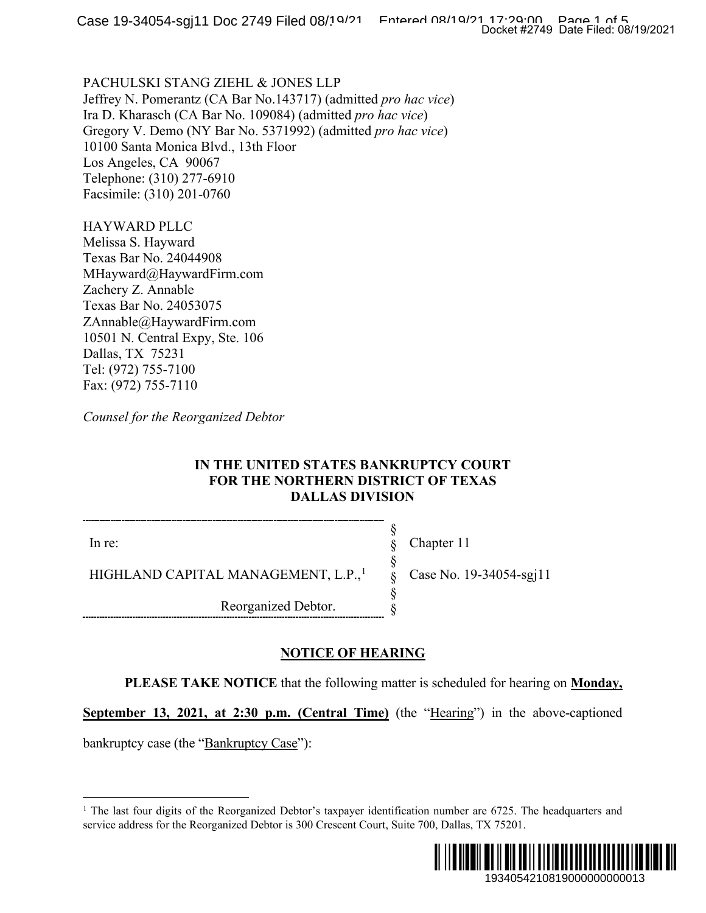PACHULSKI STANG ZIEHL & JONES LLP
Jeffrey N. Pomerantz (CA Bar No.143717) (admitted *pro hac vice*)
Ira D. Kharasch (CA Bar No. 109084) (admitted *pro hac vice*)
Gregory V. Demo (NY Bar No. 5371992) (admitted *pro hac vice*)
10100 Santa Monica Blvd., 13th Floor
Los Angeles, CA 90067
Telephone: (310) 277-6910
Facsimile: (310) 201-0760

HAYWARD PLLC
Melissa S. Hayward
Texas Bar No. 24044908
MHayward@HaywardFirm.com
Zachery Z. Annable
Texas Bar No. 24053075
ZAnnable@HaywardFirm.com
10501 N. Central Expy, Ste. 106
Dallas, TX 75231
Tel: (972) 755-7100
Fax: (972) 755-7110

*Counsel for the Reorganized Debtor*

**IN THE UNITED STATES BANKRUPTCY COURT**
**FOR THE NORTHERN DISTRICT OF TEXAS**
**DALLAS DIVISION**

| | | |
|---|---|---|
| In re: | § | Chapter 11 |
| HIGHLAND CAPITAL MANAGEMENT, L.P.,[1] | § | Case No. 19-34054-sgj11 |
| Reorganized Debtor. | § | |

**NOTICE OF HEARING**

**PLEASE TAKE NOTICE** that the following matter is scheduled for hearing on **Monday, September 13, 2021, at 2:30 p.m. (Central Time)** (the "Hearing") in the above-captioned bankruptcy case (the "Bankruptcy Case"):

[1] The last four digits of the Reorganized Debtor's taxpayer identification number are 6725. The headquarters and service address for the Reorganized Debtor is 300 Crescent Court, Suite 700, Dallas, TX 75201.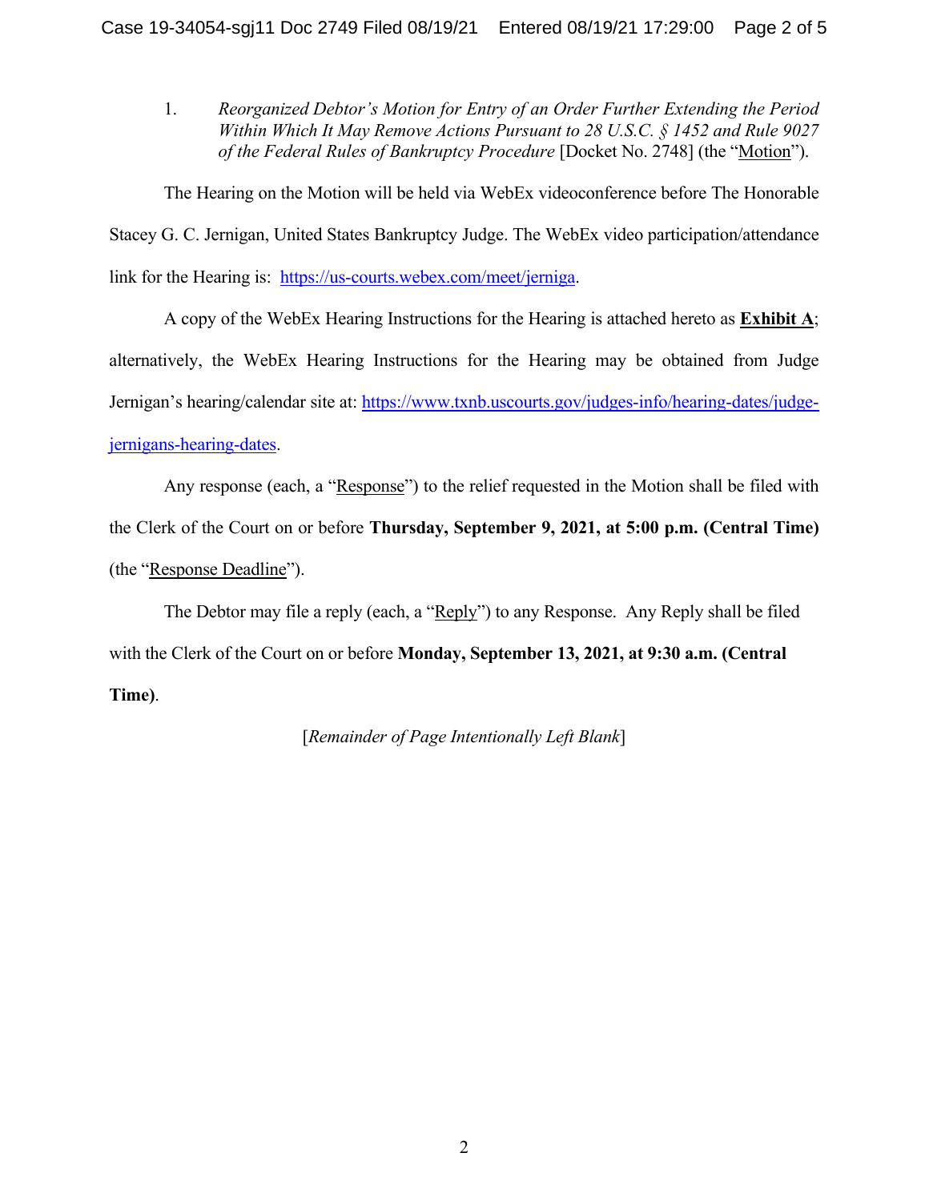1. *Reorganized Debtor's Motion for Entry of an Order Further Extending the Period Within Which It May Remove Actions Pursuant to 28 U.S.C. § 1452 and Rule 9027 of the Federal Rules of Bankruptcy Procedure* [Docket No. 2748] (the "Motion").

The Hearing on the Motion will be held via WebEx videoconference before The Honorable Stacey G. C. Jernigan, United States Bankruptcy Judge. The WebEx video participation/attendance link for the Hearing is: https://us-courts.webex.com/meet/jerniga.

A copy of the WebEx Hearing Instructions for the Hearing is attached hereto as **Exhibit A**; alternatively, the WebEx Hearing Instructions for the Hearing may be obtained from Judge Jernigan's hearing/calendar site at: https://www.txnb.uscourts.gov/judges-info/hearing-dates/judge-jernigans-hearing-dates.

Any response (each, a "Response") to the relief requested in the Motion shall be filed with the Clerk of the Court on or before **Thursday, September 9, 2021, at 5:00 p.m. (Central Time)** (the "Response Deadline").

The Debtor may file a reply (each, a "Reply") to any Response. Any Reply shall be filed with the Clerk of the Court on or before **Monday, September 13, 2021, at 9:30 a.m. (Central Time)**.

[*Remainder of Page Intentionally Left Blank*]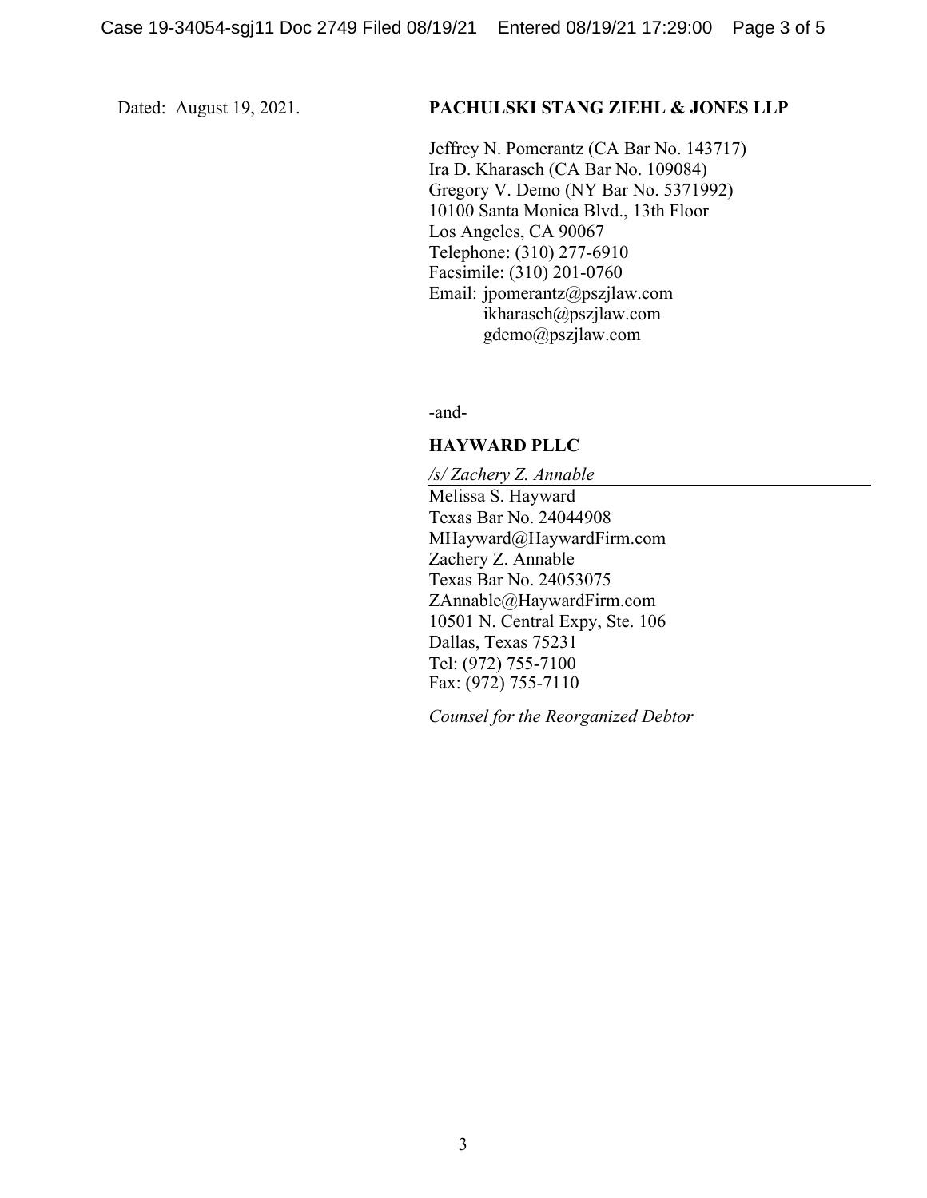Dated: August 19, 2021.

**PACHULSKI STANG ZIEHL & JONES LLP**

Jeffrey N. Pomerantz (CA Bar No. 143717)
Ira D. Kharasch (CA Bar No. 109084)
Gregory V. Demo (NY Bar No. 5371992)
10100 Santa Monica Blvd., 13th Floor
Los Angeles, CA 90067
Telephone: (310) 277-6910
Facsimile: (310) 201-0760
Email: jpomerantz@pszjlaw.com
ikharasch@pszjlaw.com
gdemo@pszjlaw.com

-and-

**HAYWARD PLLC**

*/s/ Zachery Z. Annable*
Melissa S. Hayward
Texas Bar No. 24044908
MHayward@HaywardFirm.com
Zachery Z. Annable
Texas Bar No. 24053075
ZAnnable@HaywardFirm.com
10501 N. Central Expy, Ste. 106
Dallas, Texas 75231
Tel: (972) 755-7100
Fax: (972) 755-7110

*Counsel for the Reorganized Debtor*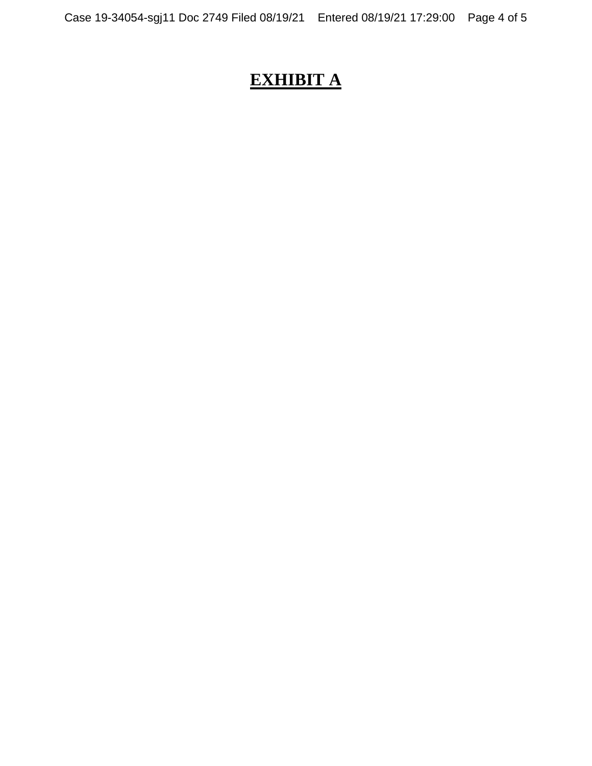# EXHIBIT A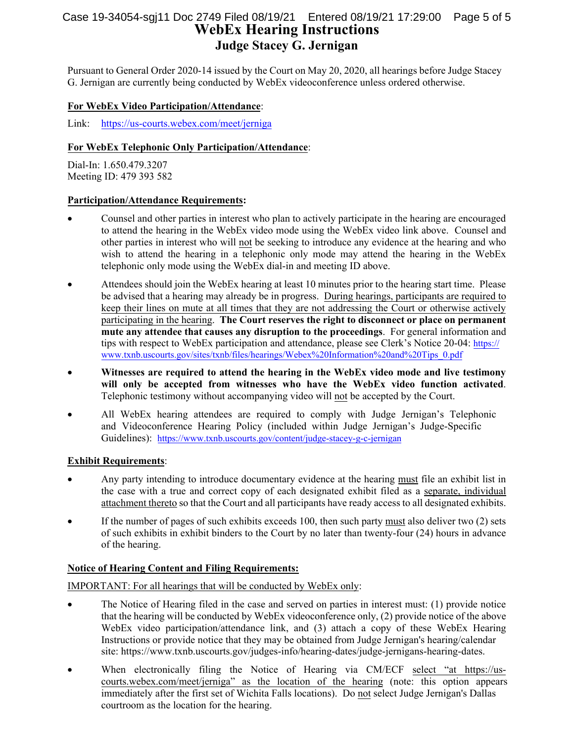# WebEx Hearing Instructions

## Judge Stacey G. Jernigan

Pursuant to General Order 2020-14 issued by the Court on May 20, 2020, all hearings before Judge Stacey G. Jernigan are currently being conducted by WebEx videoconference unless ordered otherwise.

**For WebEx Video Participation/Attendance**:

Link: https://us-courts.webex.com/meet/jerniga

**For WebEx Telephonic Only Participation/Attendance**:

Dial-In: 1.650.479.3207
Meeting ID: 479 393 582

**Participation/Attendance Requirements:**

- Counsel and other parties in interest who plan to actively participate in the hearing are encouraged to attend the hearing in the WebEx video mode using the WebEx video link above. Counsel and other parties in interest who will not be seeking to introduce any evidence at the hearing and who wish to attend the hearing in a telephonic only mode may attend the hearing in the WebEx telephonic only mode using the WebEx dial-in and meeting ID above.
- Attendees should join the WebEx hearing at least 10 minutes prior to the hearing start time. Please be advised that a hearing may already be in progress. During hearings, participants are required to keep their lines on mute at all times that they are not addressing the Court or otherwise actively participating in the hearing. **The Court reserves the right to disconnect or place on permanent mute any attendee that causes any disruption to the proceedings**. For general information and tips with respect to WebEx participation and attendance, please see Clerk's Notice 20-04: https://www.txnb.uscourts.gov/sites/txnb/files/hearings/Webex%20Information%20and%20Tips_0.pdf
- **Witnesses are required to attend the hearing in the WebEx video mode and live testimony will only be accepted from witnesses who have the WebEx video function activated**. Telephonic testimony without accompanying video will not be accepted by the Court.
- All WebEx hearing attendees are required to comply with Judge Jernigan's Telephonic and Videoconference Hearing Policy (included within Judge Jernigan's Judge-Specific Guidelines): https://www.txnb.uscourts.gov/content/judge-stacey-g-c-jernigan

**Exhibit Requirements**:

- Any party intending to introduce documentary evidence at the hearing must file an exhibit list in the case with a true and correct copy of each designated exhibit filed as a separate, individual attachment thereto so that the Court and all participants have ready access to all designated exhibits.
- If the number of pages of such exhibits exceeds 100, then such party must also deliver two (2) sets of such exhibits in exhibit binders to the Court by no later than twenty-four (24) hours in advance of the hearing.

**Notice of Hearing Content and Filing Requirements:**

IMPORTANT: For all hearings that will be conducted by WebEx only:

- The Notice of Hearing filed in the case and served on parties in interest must: (1) provide notice that the hearing will be conducted by WebEx videoconference only, (2) provide notice of the above WebEx video participation/attendance link, and (3) attach a copy of these WebEx Hearing Instructions or provide notice that they may be obtained from Judge Jernigan's hearing/calendar site: https://www.txnb.uscourts.gov/judges-info/hearing-dates/judge-jernigans-hearing-dates.
- When electronically filing the Notice of Hearing via CM/ECF select "at https://us-courts.webex.com/meet/jerniga" as the location of the hearing (note: this option appears immediately after the first set of Wichita Falls locations). Do not select Judge Jernigan's Dallas courtroom as the location for the hearing.